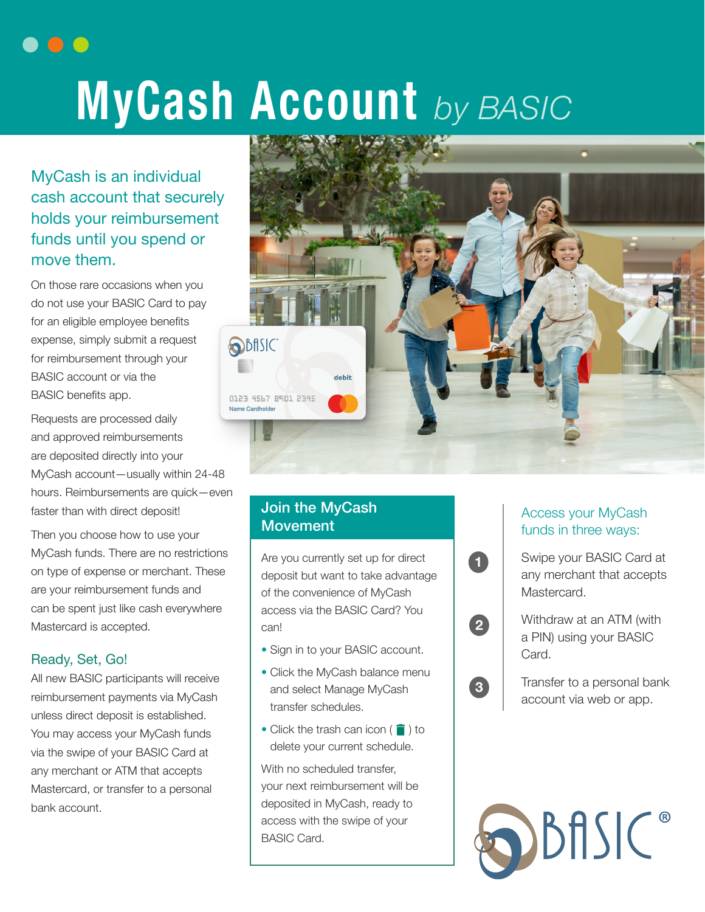# MyCash Account *by BASIC*

## MyCash is an individual cash account that securely holds your reimbursement funds until you spend or move them.

On those rare occasions when you do not use your BASIC Card to pay for an eligible employee benefits expense, simply submit a request for reimbursement through your BASIC account or via the BASIC benefits app.

Requests are processed daily and approved reimbursements are deposited directly into your MyCash account—usually within 24-48 hours. Reimbursements are quick—even faster than with direct deposit!

Then you choose how to use your MyCash funds. There are no restrictions on type of expense or merchant. These are your reimbursement funds and can be spent just like cash everywhere Mastercard is accepted.

### Ready, Set, Go!

All new BASIC participants will receive reimbursement payments via MyCash unless direct deposit is established. You may access your MyCash funds via the swipe of your BASIC Card at any merchant or ATM that accepts Mastercard, or transfer to a personal bank account.

### Join the MyCash Movement

Are you currently set up for direct deposit but want to take advantage of the convenience of MyCash access via the BASIC Card? You can!

- Sign in to your BASIC account.
- Click the MyCash balance menu and select Manage MyCash transfer schedules.
- Click the trash can icon ( 🗑 ) to delete your current schedule.

With no scheduled transfer, your next reimbursement will be deposited in MyCash, ready to access with the swipe of your BASIC Card.

### Access your MyCash funds in three ways:

1. Swipe your BASIC Card at any merchant that accepts Mastercard.
2. Withdraw at an ATM (with a PIN) using your BASIC Card.
3. Transfer to a personal bank account via web or app.

BASIC®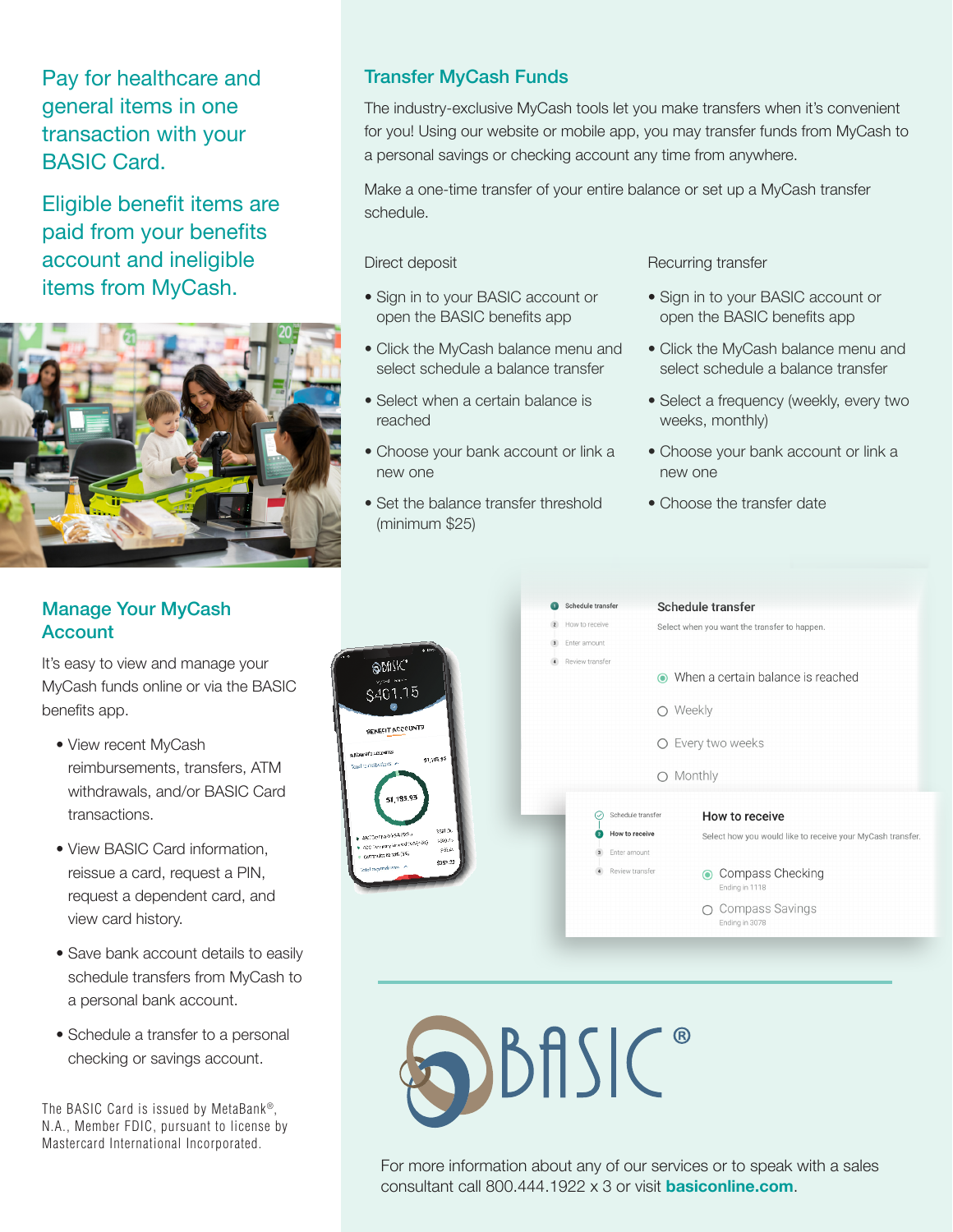Pay for healthcare and general items in one transaction with your BASIC Card.

Eligible benefit items are paid from your benefits account and ineligible items from MyCash.

## Manage Your MyCash Account

It's easy to view and manage your MyCash funds online or via the BASIC benefits app.

- View recent MyCash reimbursements, transfers, ATM withdrawals, and/or BASIC Card transactions.
- View BASIC Card information, reissue a card, request a PIN, request a dependent card, and view card history.
- Save bank account details to easily schedule transfers from MyCash to a personal bank account.
- Schedule a transfer to a personal checking or savings account.

The BASIC Card is issued by MetaBank®, N.A., Member FDIC, pursuant to license by Mastercard International Incorporated.

## Transfer MyCash Funds

The industry-exclusive MyCash tools let you make transfers when it's convenient for you! Using our website or mobile app, you may transfer funds from MyCash to a personal savings or checking account any time from anywhere.

Make a one-time transfer of your entire balance or set up a MyCash transfer schedule.

Direct deposit

- Sign in to your BASIC account or open the BASIC benefits app
- Click the MyCash balance menu and select schedule a balance transfer
- Select when a certain balance is reached
- Choose your bank account or link a new one
- Set the balance transfer threshold (minimum $25)

Recurring transfer

- Sign in to your BASIC account or open the BASIC benefits app
- Click the MyCash balance menu and select schedule a balance transfer
- Select a frequency (weekly, every two weeks, monthly)
- Choose your bank account or link a new one
- Choose the transfer date

For more information about any of our services or to speak with a sales consultant call 800.444.1922 x 3 or visit **basiconline.com**.